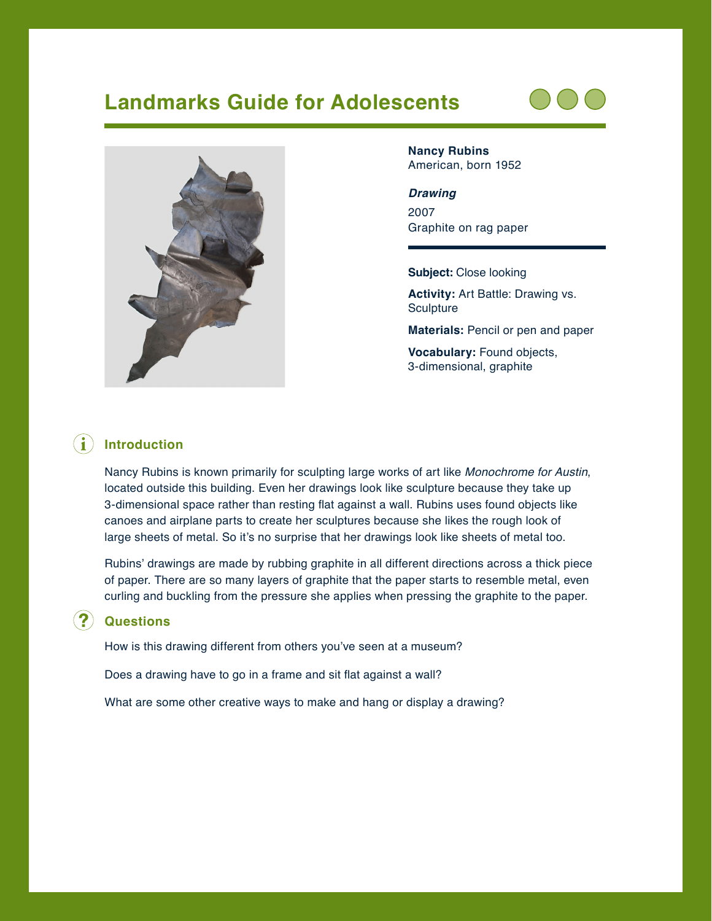# Landmarks Guide for Adolescents

**Nancy Rubins**
American, born 1952

***Drawing***
2007
Graphite on rag paper

**Subject:** Close looking

**Activity:** Art Battle: Drawing vs. Sculpture

**Materials:** Pencil or pen and paper

**Vocabulary:** Found objects, 3-dimensional, graphite

## Introduction

Nancy Rubins is known primarily for sculpting large works of art like *Monochrome for Austin*, located outside this building. Even her drawings look like sculpture because they take up 3-dimensional space rather than resting flat against a wall. Rubins uses found objects like canoes and airplane parts to create her sculptures because she likes the rough look of large sheets of metal. So it's no surprise that her drawings look like sheets of metal too.

Rubins' drawings are made by rubbing graphite in all different directions across a thick piece of paper. There are so many layers of graphite that the paper starts to resemble metal, even curling and buckling from the pressure she applies when pressing the graphite to the paper.

## Questions

How is this drawing different from others you've seen at a museum?

Does a drawing have to go in a frame and sit flat against a wall?

What are some other creative ways to make and hang or display a drawing?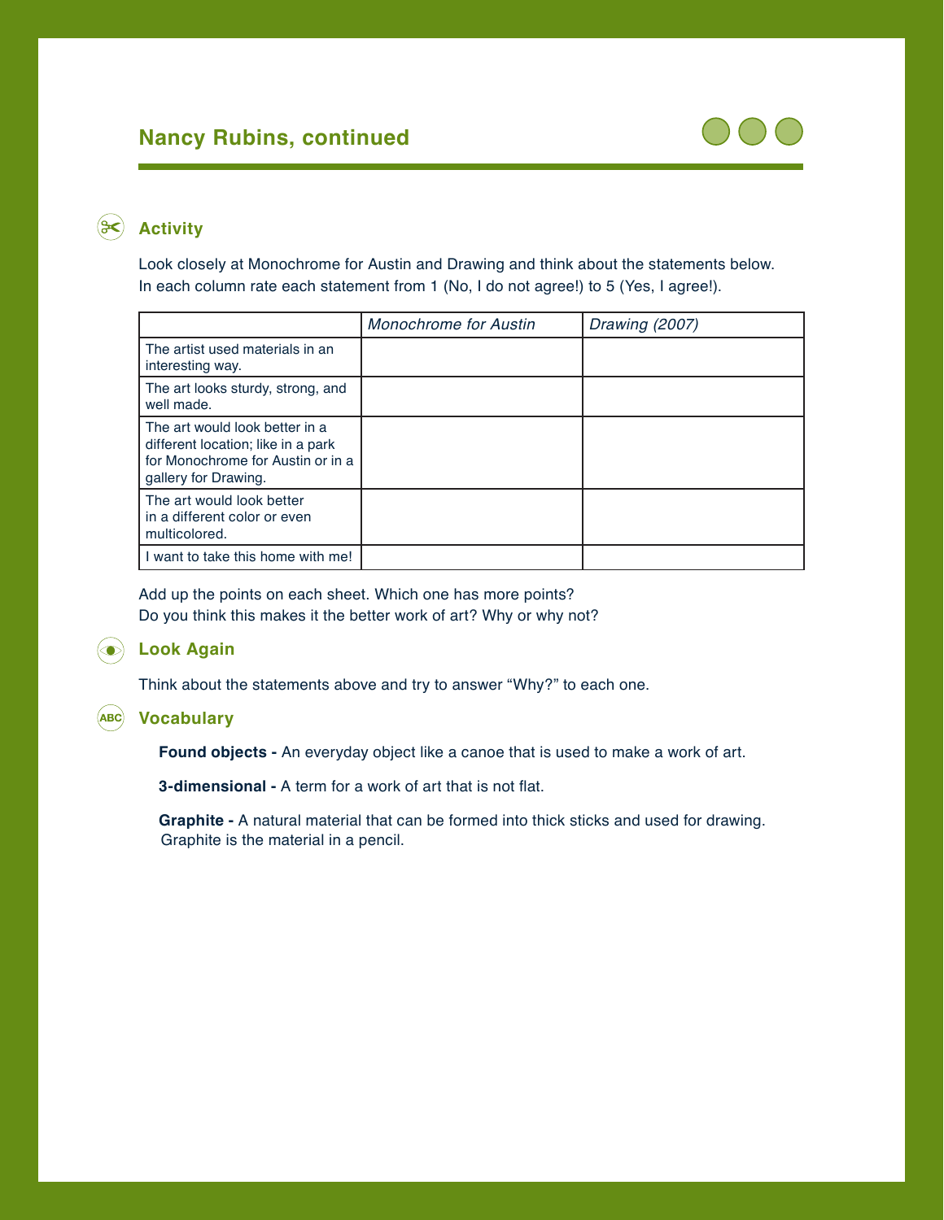## Nancy Rubins, continued

### Activity

Look closely at Monochrome for Austin and Drawing and think about the statements below.
In each column rate each statement from 1 (No, I do not agree!) to 5 (Yes, I agree!).

| | *Monochrome for Austin* | *Drawing (2007)* |
|---|---|---|
| The artist used materials in an interesting way. | | |
| The art looks sturdy, strong, and well made. | | |
| The art would look better in a different location; like in a park for Monochrome for Austin or in a gallery for Drawing. | | |
| The art would look better in a different color or even multicolored. | | |
| I want to take this home with me! | | |

Add up the points on each sheet. Which one has more points?
Do you think this makes it the better work of art? Why or why not?

### Look Again

Think about the statements above and try to answer "Why?" to each one.

### Vocabulary

**Found objects -** An everyday object like a canoe that is used to make a work of art.

**3-dimensional -** A term for a work of art that is not flat.

**Graphite -** A natural material that can be formed into thick sticks and used for drawing. Graphite is the material in a pencil.